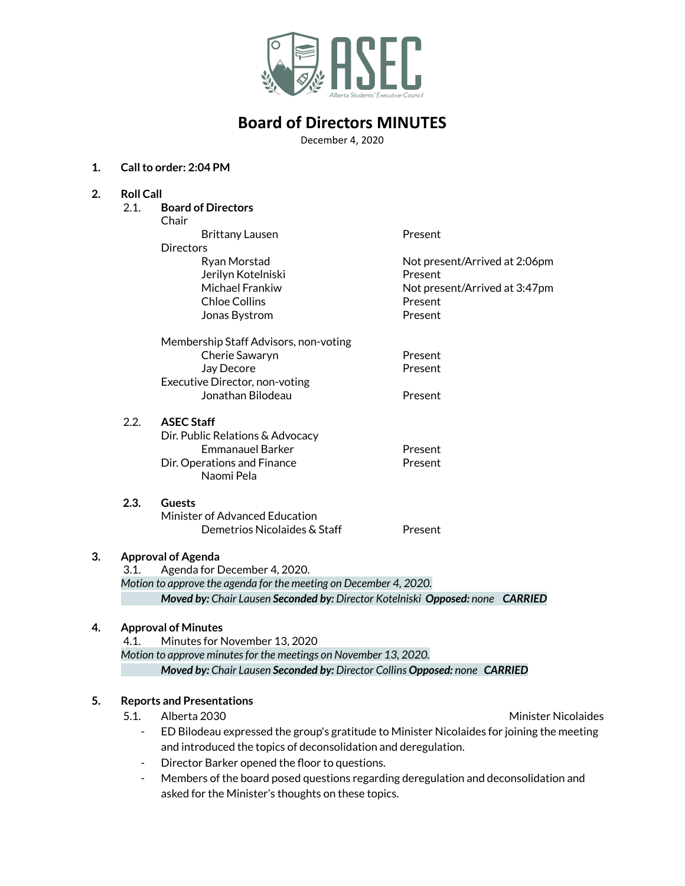# Board of Directors MINUTES

December 4, 2020

**1. Call to order: 2:04 PM**

**2. Roll Call**

2.1. **Board of Directors**

Chair

- Brittany Lausen — Present

Directors

- Ryan Morstad — Not present/Arrived at 2:06pm
- Jerilyn Kotelniski — Present
- Michael Frankiw — Not present/Arrived at 3:47pm
- Chloe Collins — Present
- Jonas Bystrom — Present

Membership Staff Advisors, non-voting

- Cherie Sawaryn — Present
- Jay Decore — Present

Executive Director, non-voting

- Jonathan Bilodeau — Present

2.2. **ASEC Staff**

Dir. Public Relations & Advocacy

- Emmanauel Barker — Present

Dir. Operations and Finance

- Naomi Pela — Present

**2.3. Guests**

Minister of Advanced Education

- Demetrios Nicolaides & Staff — Present

**3. Approval of Agenda**

3.1. Agenda for December 4, 2020.

*Motion to approve the agenda for the meeting on December 4, 2020.*

***Moved by:** Chair Lausen **Seconded by:** Director Kotelniski **Opposed:** none **CARRIED***

**4. Approval of Minutes**

4.1. Minutes for November 13, 2020

*Motion to approve minutes for the meetings on November 13, 2020.*

***Moved by:** Chair Lausen **Seconded by:** Director Collins **Opposed:** none **CARRIED***

**5. Reports and Presentations**

5.1. Alberta 2030 — Minister Nicolaides

- ED Bilodeau expressed the group's gratitude to Minister Nicolaides for joining the meeting and introduced the topics of deconsolidation and deregulation.
- Director Barker opened the floor to questions.
- Members of the board posed questions regarding deregulation and deconsolidation and asked for the Minister's thoughts on these topics.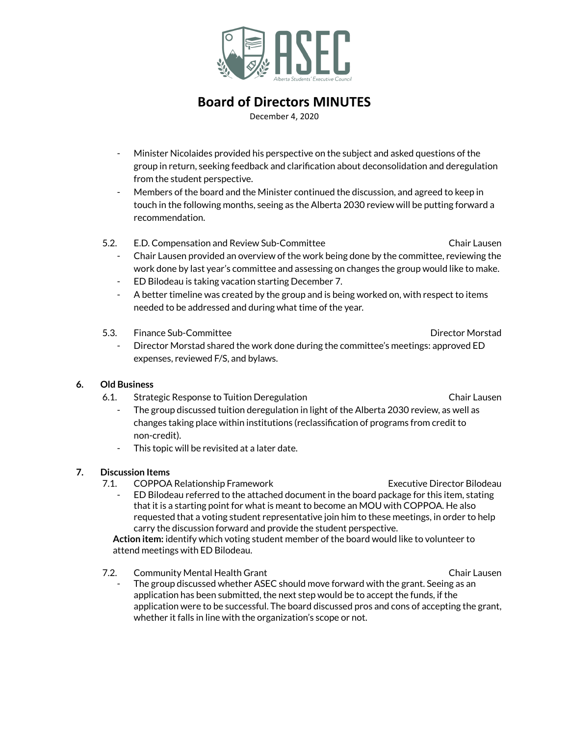- Minister Nicolaides provided his perspective on the subject and asked questions of the group in return, seeking feedback and clarification about deconsolidation and deregulation from the student perspective.
- Members of the board and the Minister continued the discussion, and agreed to keep in touch in the following months, seeing as the Alberta 2030 review will be putting forward a recommendation.

5.2. E.D. Compensation and Review Sub-Committee — Chair Lausen

- Chair Lausen provided an overview of the work being done by the committee, reviewing the work done by last year's committee and assessing on changes the group would like to make.
- ED Bilodeau is taking vacation starting December 7.
- A better timeline was created by the group and is being worked on, with respect to items needed to be addressed and during what time of the year.

5.3. Finance Sub-Committee — Director Morstad

- Director Morstad shared the work done during the committee's meetings: approved ED expenses, reviewed F/S, and bylaws.

**6. Old Business**

6.1. Strategic Response to Tuition Deregulation — Chair Lausen

- The group discussed tuition deregulation in light of the Alberta 2030 review, as well as changes taking place within institutions (reclassification of programs from credit to non-credit).
- This topic will be revisited at a later date.

**7. Discussion Items**

7.1. COPPOA Relationship Framework — Executive Director Bilodeau

- ED Bilodeau referred to the attached document in the board package for this item, stating that it is a starting point for what is meant to become an MOU with COPPOA. He also requested that a voting student representative join him to these meetings, in order to help carry the discussion forward and provide the student perspective.

**Action item:** identify which voting student member of the board would like to volunteer to attend meetings with ED Bilodeau.

7.2. Community Mental Health Grant — Chair Lausen

- The group discussed whether ASEC should move forward with the grant. Seeing as an application has been submitted, the next step would be to accept the funds, if the application were to be successful. The board discussed pros and cons of accepting the grant, whether it falls in line with the organization's scope or not.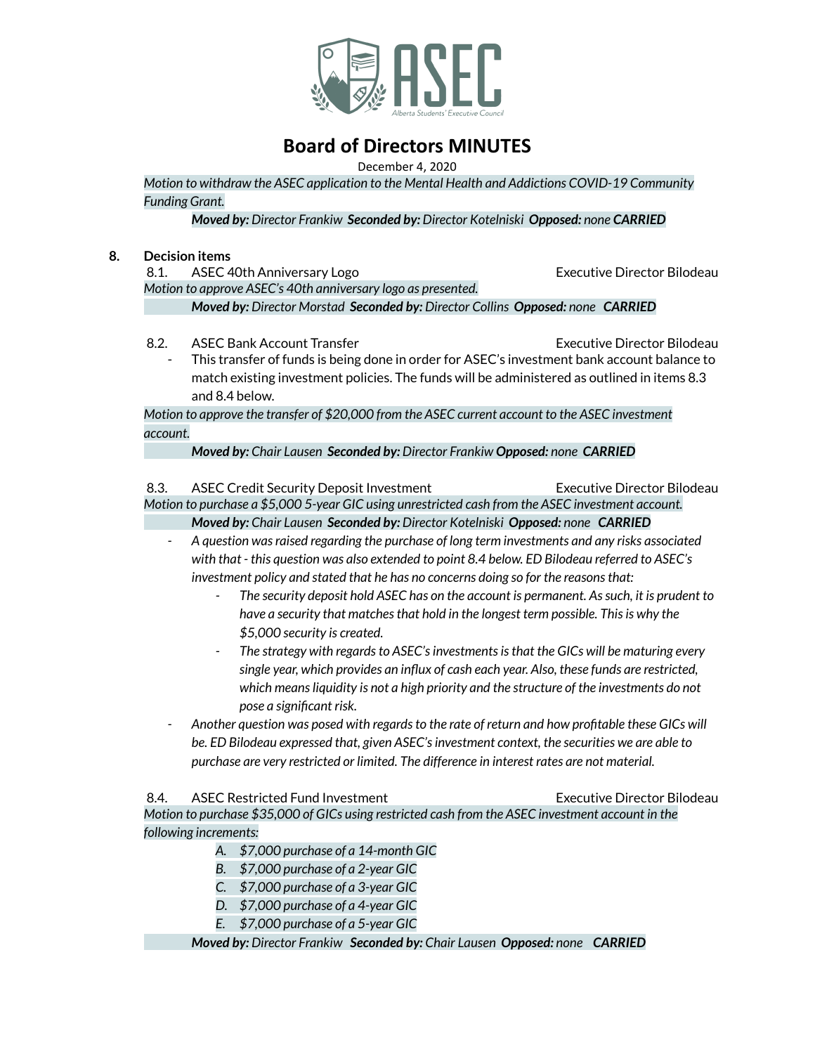# Board of Directors MINUTES

December 4, 2020

*Motion to withdraw the ASEC application to the Mental Health and Addictions COVID-19 Community Funding Grant.*

***Moved by:*** *Director Frankiw* ***Seconded by:*** *Director Kotelniski* ***Opposed:*** *none* ***CARRIED***

## 8. Decision items

8.1. ASEC 40th Anniversary Logo — Executive Director Bilodeau

*Motion to approve ASEC's 40th anniversary logo as presented.*

***Moved by:*** *Director Morstad* ***Seconded by:*** *Director Collins* ***Opposed:*** *none* ***CARRIED***

8.2. ASEC Bank Account Transfer — Executive Director Bilodeau

- This transfer of funds is being done in order for ASEC's investment bank account balance to match existing investment policies. The funds will be administered as outlined in items 8.3 and 8.4 below.

*Motion to approve the transfer of $20,000 from the ASEC current account to the ASEC investment account.*

***Moved by:*** *Chair Lausen* ***Seconded by:*** *Director Frankiw* ***Opposed:*** *none* ***CARRIED***

8.3. ASEC Credit Security Deposit Investment — Executive Director Bilodeau

*Motion to purchase a $5,000 5-year GIC using unrestricted cash from the ASEC investment account.*

***Moved by:*** *Chair Lausen* ***Seconded by:*** *Director Kotelniski* ***Opposed:*** *none* ***CARRIED***

- *A question was raised regarding the purchase of long term investments and any risks associated with that - this question was also extended to point 8.4 below. ED Bilodeau referred to ASEC's investment policy and stated that he has no concerns doing so for the reasons that:*
  - *The security deposit hold ASEC has on the account is permanent. As such, it is prudent to have a security that matches that hold in the longest term possible. This is why the $5,000 security is created.*
  - *The strategy with regards to ASEC's investments is that the GICs will be maturing every single year, which provides an influx of cash each year. Also, these funds are restricted, which means liquidity is not a high priority and the structure of the investments do not pose a significant risk.*
- *Another question was posed with regards to the rate of return and how profitable these GICs will be. ED Bilodeau expressed that, given ASEC's investment context, the securities we are able to purchase are very restricted or limited. The difference in interest rates are not material.*

8.4. ASEC Restricted Fund Investment — Executive Director Bilodeau

*Motion to purchase $35,000 of GICs using restricted cash from the ASEC investment account in the following increments:*

- *A. $7,000 purchase of a 14-month GIC*
- *B. $7,000 purchase of a 2-year GIC*
- *C. $7,000 purchase of a 3-year GIC*
- *D. $7,000 purchase of a 4-year GIC*
- *E. $7,000 purchase of a 5-year GIC*

***Moved by:*** *Director Frankiw* ***Seconded by:*** *Chair Lausen* ***Opposed:*** *none* ***CARRIED***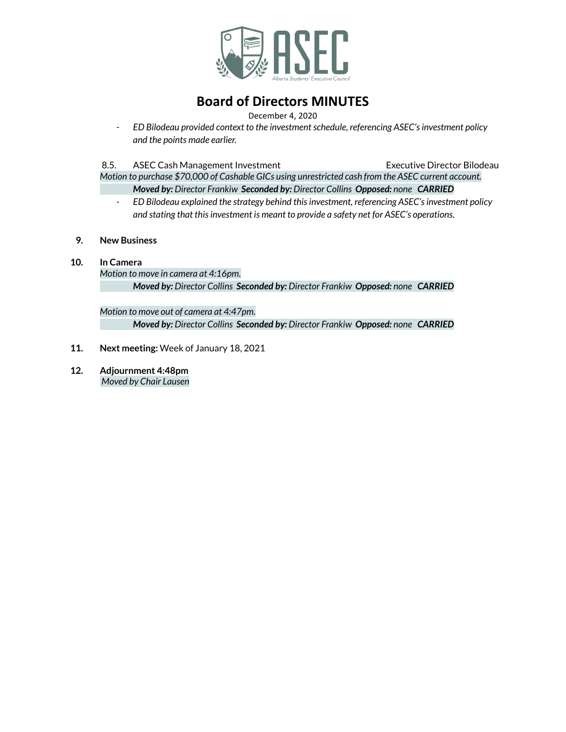- *ED Bilodeau provided context to the investment schedule, referencing ASEC's investment policy and the points made earlier.*

8.5. ASEC Cash Management Investment — Executive Director Bilodeau

*Motion to purchase $70,000 of Cashable GICs using unrestricted cash from the ASEC current account.*

***Moved by:** Director Frankiw **Seconded by:** Director Collins **Opposed:** none **CARRIED***

- *ED Bilodeau explained the strategy behind this investment, referencing ASEC's investment policy and stating that this investment is meant to provide a safety net for ASEC's operations.*

**9. New Business**

**10. In Camera**

*Motion to move in camera at 4:16pm.*

***Moved by:** Director Collins **Seconded by:** Director Frankiw **Opposed:** none **CARRIED***

*Motion to move out of camera at 4:47pm.*

***Moved by:** Director Collins **Seconded by:** Director Frankiw **Opposed:** none **CARRIED***

**11. Next meeting:** Week of January 18, 2021

**12. Adjournment 4:48pm**

*Moved by Chair Lausen*